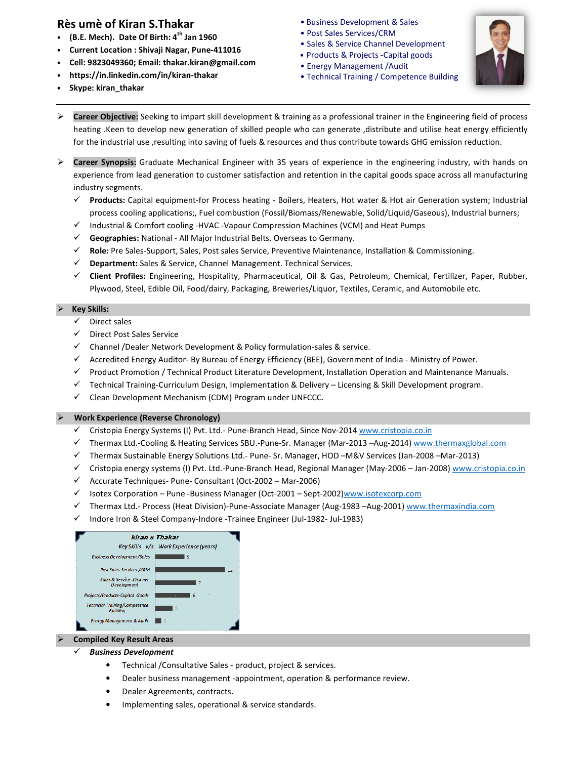# Rès umè of Kiran S.Thakar

- **(B.E. Mech). Date Of Birth: 4th Jan 1960**
- **Current Location : Shivaji Nagar, Pune-411016**
- **Cell: 9823049360; Email: thakar.kiran@gmail.com**
- **https://in.linkedin.com/in/kiran-thakar**
- **Skype: kiran_thakar**

- Business Development & Sales
- Post Sales Services/CRM
- Sales & Service Channel Development
- Products & Projects -Capital goods
- Energy Management /Audit
- Technical Training / Competence Building

---

- **Career Objective:** Seeking to impart skill development & training as a professional trainer in the Engineering field of process heating .Keen to develop new generation of skilled people who can generate ,distribute and utilise heat energy efficiently for the industrial use ,resulting into saving of fuels & resources and thus contribute towards GHG emission reduction.

- **Career Synopsis:** Graduate Mechanical Engineer with 35 years of experience in the engineering industry, with hands on experience from lead generation to customer satisfaction and retention in the capital goods space across all manufacturing industry segments.
  - **Products:** Capital equipment-for Process heating - Boilers, Heaters, Hot water & Hot air Generation system; Industrial process cooling applications;, Fuel combustion (Fossil/Biomass/Renewable, Solid/Liquid/Gaseous), Industrial burners;
  - Industrial & Comfort cooling -HVAC -Vapour Compression Machines (VCM) and Heat Pumps
  - **Geographies:** National - All Major Industrial Belts. Overseas to Germany.
  - **Role:** Pre Sales-Support, Sales, Post sales Service, Preventive Maintenance, Installation & Commissioning.
  - **Department:** Sales & Service, Channel Management. Technical Services.
  - **Client Profiles:** Engineering, Hospitality, Pharmaceutical, Oil & Gas, Petroleum, Chemical, Fertilizer, Paper, Rubber, Plywood, Steel, Edible Oil, Food/dairy, Packaging, Breweries/Liquor, Textiles, Ceramic, and Automobile etc.

## Key Skills:

- Direct sales
- Direct Post Sales Service
- Channel /Dealer Network Development & Policy formulation-sales & service.
- Accredited Energy Auditor- By Bureau of Energy Efficiency (BEE), Government of India - Ministry of Power.
- Product Promotion / Technical Product Literature Development, Installation Operation and Maintenance Manuals.
- Technical Training-Curriculum Design, Implementation & Delivery – Licensing & Skill Development program.
- Clean Development Mechanism (CDM) Program under UNFCCC.

## Work Experience (Reverse Chronology)

- Cristopia Energy Systems (I) Pvt. Ltd.- Pune-Branch Head, Since Nov-2014 www.cristopia.co.in
- Thermax Ltd.-Cooling & Heating Services SBU.-Pune-Sr. Manager (Mar-2013 –Aug-2014) www.thermaxglobal.com
- Thermax Sustainable Energy Solutions Ltd.- Pune- Sr. Manager, HOD –M&V Services (Jan-2008 –Mar-2013)
- Cristopia energy systems (I) Pvt. Ltd.-Pune-Branch Head, Regional Manager (May-2006 – Jan-2008) www.cristopia.co.in
- Accurate Techniques- Pune- Consultant (Oct-2002 – Mar-2006)
- Isotex Corporation – Pune -Business Manager (Oct-2001 – Sept-2002)www.isotexcorp.com
- Thermax Ltd.- Process (Heat Division)-Pune-Associate Manager (Aug-1983 –Aug-2001) www.thermaxindia.com
- Indore Iron & Steel Company-Indore -Trainee Engineer (Jul-1982- Jul-1983)

**kiran s Thakar**
*Key Skills v/s Work Experience (years)*

| Key Skill | Years |
|---|---|
| Business Development/Sales | 5 |
| Post Sales Services/CRM | 12 |
| Sales & Service -Channel Development | 7 |
| Projects/Products-Capital Goods | 6 |
| Technical Training/Competence Building | 3 |
| Energy Management & Audit | 1 |

## Compiled Key Result Areas

- ***Business Development***
  - Technical /Consultative Sales - product, project & services.
  - Dealer business management -appointment, operation & performance review.
  - Dealer Agreements, contracts.
  - Implementing sales, operational & service standards.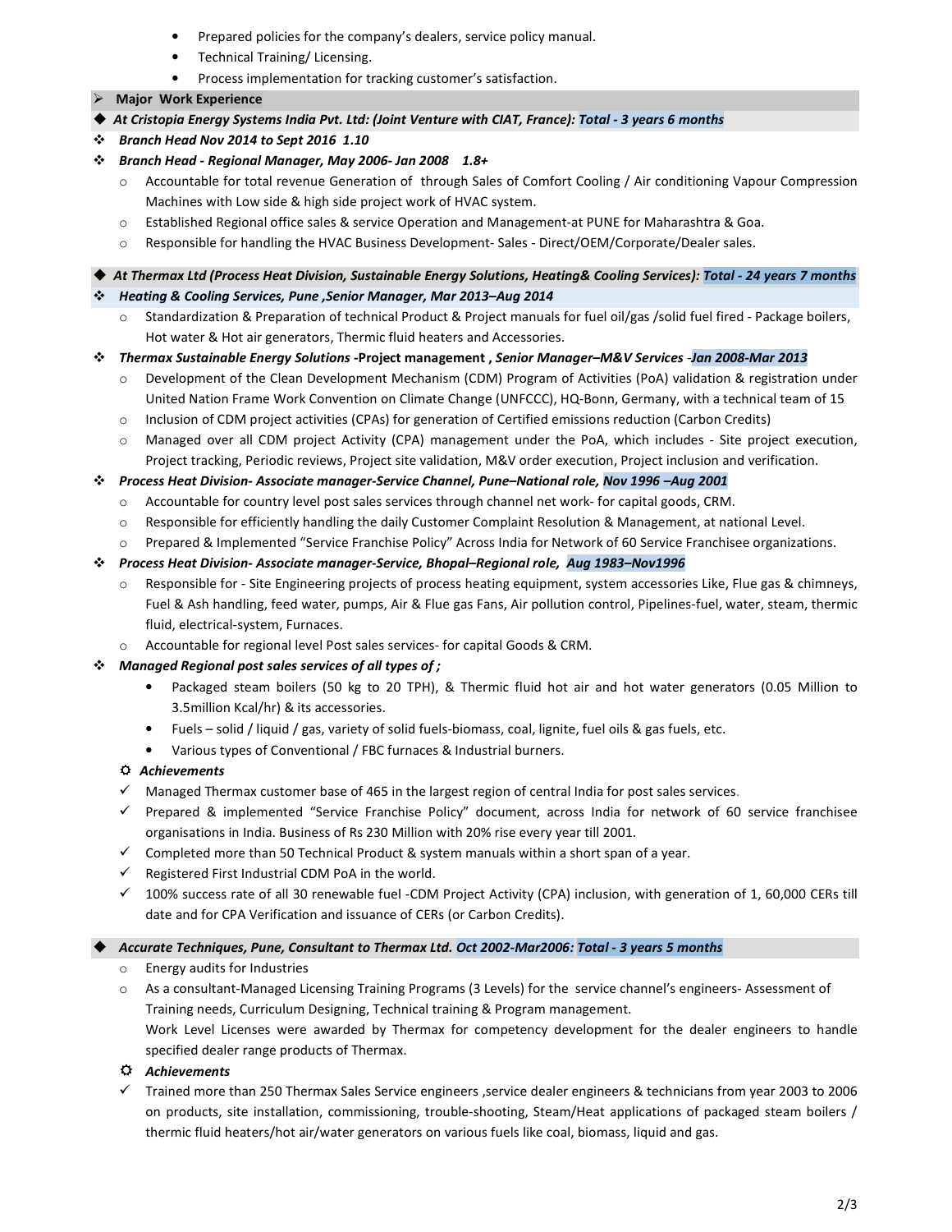- Prepared policies for the company's dealers, service policy manual.
- Technical Training/ Licensing.
- Process implementation for tracking customer's satisfaction.

## ➢ Major Work Experience

**◆ *At Cristopia Energy Systems India Pvt. Ltd: (Joint Venture with CIAT, France): Total - 3 years 6 months***

❖ ***Branch Head Nov 2014 to Sept 2016 1.10***

❖ ***Branch Head - Regional Manager, May 2006- Jan 2008 1.8+***

- Accountable for total revenue Generation of through Sales of Comfort Cooling / Air conditioning Vapour Compression Machines with Low side & high side project work of HVAC system.
- Established Regional office sales & service Operation and Management-at PUNE for Maharashtra & Goa.
- Responsible for handling the HVAC Business Development- Sales - Direct/OEM/Corporate/Dealer sales.

**◆ *At Thermax Ltd (Process Heat Division, Sustainable Energy Solutions, Heating& Cooling Services): Total - 24 years 7 months***

❖ ***Heating & Cooling Services, Pune ,Senior Manager, Mar 2013–Aug 2014***

- Standardization & Preparation of technical Product & Project manuals for fuel oil/gas /solid fuel fired - Package boilers, Hot water & Hot air generators, Thermic fluid heaters and Accessories.

❖ ***Thermax Sustainable Energy Solutions* -Project management , *Senior Manager–M&V Services -Jan 2008-Mar 2013***

- Development of the Clean Development Mechanism (CDM) Program of Activities (PoA) validation & registration under United Nation Frame Work Convention on Climate Change (UNFCCC), HQ-Bonn, Germany, with a technical team of 15
- Inclusion of CDM project activities (CPAs) for generation of Certified emissions reduction (Carbon Credits)
- Managed over all CDM project Activity (CPA) management under the PoA, which includes - Site project execution, Project tracking, Periodic reviews, Project site validation, M&V order execution, Project inclusion and verification.

❖ ***Process Heat Division- Associate manager-Service Channel, Pune–National role, Nov 1996 –Aug 2001***

- Accountable for country level post sales services through channel net work- for capital goods, CRM.
- Responsible for efficiently handling the daily Customer Complaint Resolution & Management, at national Level.
- Prepared & Implemented "Service Franchise Policy" Across India for Network of 60 Service Franchisee organizations.

❖ ***Process Heat Division- Associate manager-Service, Bhopal–Regional role, Aug 1983–Nov1996***

- Responsible for - Site Engineering projects of process heating equipment, system accessories Like, Flue gas & chimneys, Fuel & Ash handling, feed water, pumps, Air & Flue gas Fans, Air pollution control, Pipelines-fuel, water, steam, thermic fluid, electrical-system, Furnaces.
- Accountable for regional level Post sales services- for capital Goods & CRM.

❖ ***Managed Regional post sales services of all types of ;***

- Packaged steam boilers (50 kg to 20 TPH), & Thermic fluid hot air and hot water generators (0.05 Million to 3.5million Kcal/hr) & its accessories.
- Fuels – solid / liquid / gas, variety of solid fuels-biomass, coal, lignite, fuel oils & gas fuels, etc.
- Various types of Conventional / FBC furnaces & Industrial burners.

***Achievements***

- ✓ Managed Thermax customer base of 465 in the largest region of central India for post sales services.
- ✓ Prepared & implemented "Service Franchise Policy" document, across India for network of 60 service franchisee organisations in India. Business of Rs 230 Million with 20% rise every year till 2001.
- ✓ Completed more than 50 Technical Product & system manuals within a short span of a year.
- ✓ Registered First Industrial CDM PoA in the world.
- ✓ 100% success rate of all 30 renewable fuel -CDM Project Activity (CPA) inclusion, with generation of 1, 60,000 CERs till date and for CPA Verification and issuance of CERs (or Carbon Credits).

**◆ *Accurate Techniques, Pune, Consultant to Thermax Ltd. Oct 2002-Mar2006: Total - 3 years 5 months***

- Energy audits for Industries
- As a consultant-Managed Licensing Training Programs (3 Levels) for the service channel's engineers- Assessment of Training needs, Curriculum Designing, Technical training & Program management.
  Work Level Licenses were awarded by Thermax for competency development for the dealer engineers to handle specified dealer range products of Thermax.

***Achievements***

- ✓ Trained more than 250 Thermax Sales Service engineers ,service dealer engineers & technicians from year 2003 to 2006 on products, site installation, commissioning, trouble-shooting, Steam/Heat applications of packaged steam boilers / thermic fluid heaters/hot air/water generators on various fuels like coal, biomass, liquid and gas.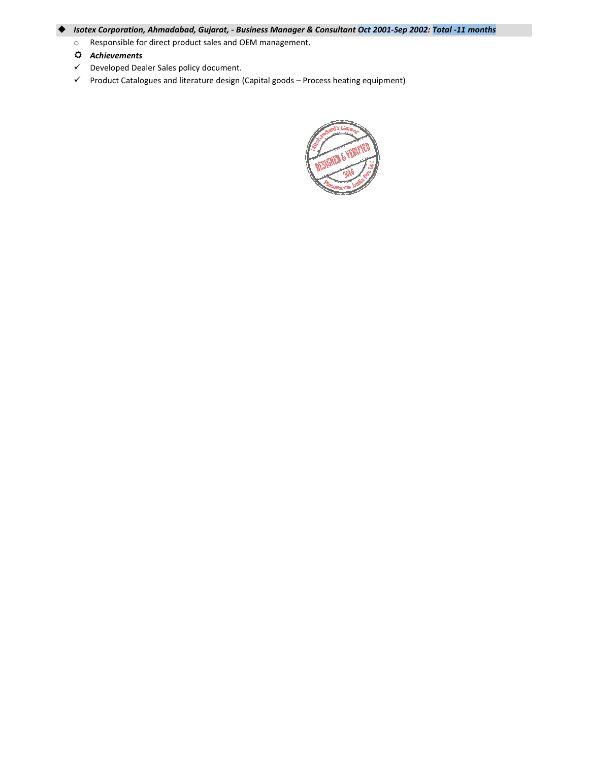- ***Isotex Corporation, Ahmadabad, Gujarat, - Business Manager & Consultant Oct 2001-Sep 2002: Total -11 months***
  - Responsible for direct product sales and OEM management.
  - ***Achievements***
  - ✓ Developed Dealer Sales policy document.
  - ✓ Product Catalogues and literature design (Capital goods – Process heating equipment)